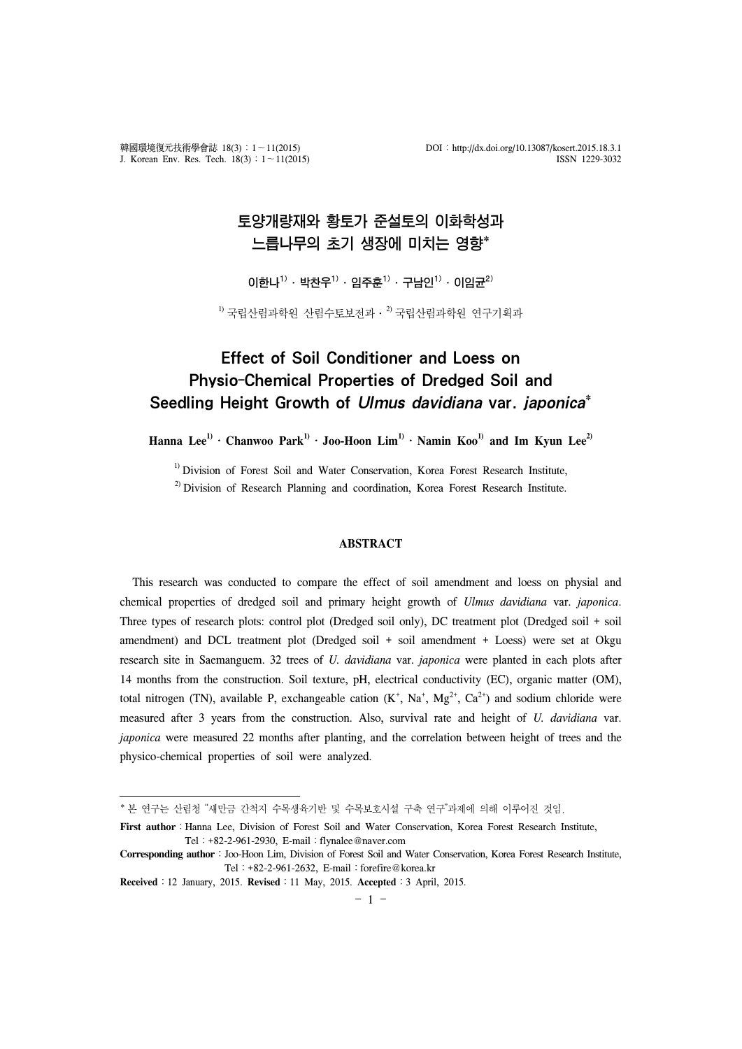# 토양개량재와 황토가 준설토의 이화학성과 느릅나무의 초기 생장에 미치는 영향*

이한나[1] · 박찬우[1] · 임주훈[1] · 구남인[1] · 이임균[2]

[1] 국립산림과학원 산림수토보전과 · [2] 국립산림과학원 연구기획과

# Effect of Soil Conditioner and Loess on Physio-Chemical Properties of Dredged Soil and Seedling Height Growth of *Ulmus davidiana* var. *japonica**

**Hanna Lee[1] · Chanwoo Park[1] · Joo-Hoon Lim[1] · Namin Koo[1] and Im Kyun Lee[2]**

[1] Division of Forest Soil and Water Conservation, Korea Forest Research Institute,
[2] Division of Research Planning and coordination, Korea Forest Research Institute.

## ABSTRACT

This research was conducted to compare the effect of soil amendment and loess on physial and chemical properties of dredged soil and primary height growth of *Ulmus davidiana* var. *japonica*. Three types of research plots: control plot (Dredged soil only), DC treatment plot (Dredged soil + soil amendment) and DCL treatment plot (Dredged soil + soil amendment + Loess) were set at Okgu research site in Saemanguem. 32 trees of *U. davidiana* var. *japonica* were planted in each plots after 14 months from the construction. Soil texture, pH, electrical conductivity (EC), organic matter (OM), total nitrogen (TN), available P, exchangeable cation ($K^{+}$, $Na^{+}$, $Mg^{2+}$, $Ca^{2+}$) and sodium chloride were measured after 3 years from the construction. Also, survival rate and height of *U. davidiana* var. *japonica* were measured 22 months after planting, and the correlation between height of trees and the physico-chemical properties of soil were analyzed.

---

* 본 연구는 산림청 "새만금 간척지 수목생육기반 및 수목보호시설 구축 연구"과제에 의해 이루어진 것임.

**First author** : Hanna Lee, Division of Forest Soil and Water Conservation, Korea Forest Research Institute, Tel : +82-2-961-2930, E-mail : flynalee@naver.com

**Corresponding author** : Joo-Hoon Lim, Division of Forest Soil and Water Conservation, Korea Forest Research Institute, Tel : +82-2-961-2632, E-mail : forefire@korea.kr

**Received** : 12 January, 2015. **Revised** : 11 May, 2015. **Accepted** : 3 April, 2015.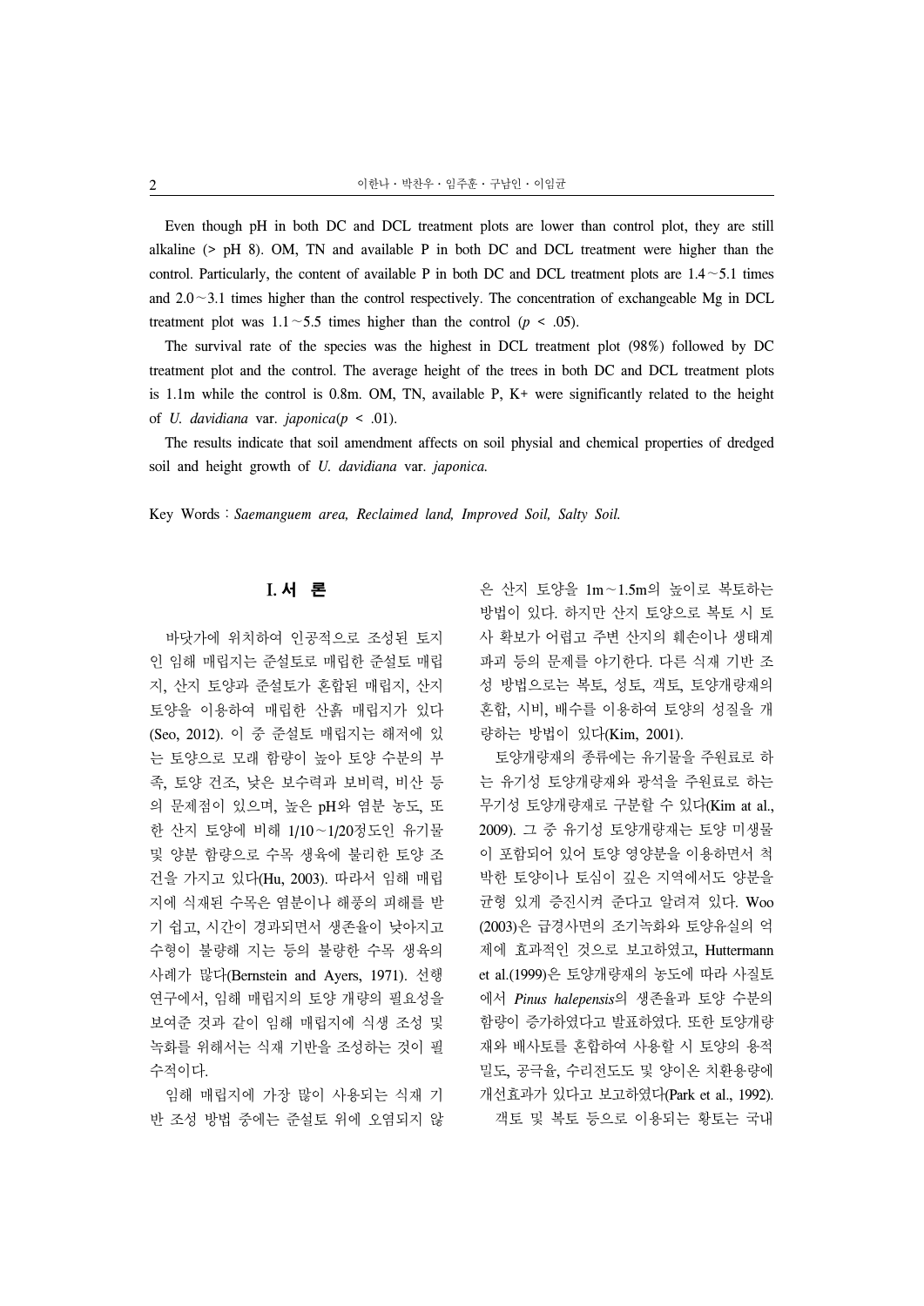Even though pH in both DC and DCL treatment plots are lower than control plot, they are still alkaline (> pH 8). OM, TN and available P in both DC and DCL treatment were higher than the control. Particularly, the content of available P in both DC and DCL treatment plots are 1.4～5.1 times and 2.0～3.1 times higher than the control respectively. The concentration of exchangeable Mg in DCL treatment plot was 1.1～5.5 times higher than the control ($p < .05$).

The survival rate of the species was the highest in DCL treatment plot (98%) followed by DC treatment plot and the control. The average height of the trees in both DC and DCL treatment plots is 1.1m while the control is 0.8m. OM, TN, available P, $K^+$ were significantly related to the height of *U. davidiana* var. *japonica*($p < .01$).

The results indicate that soil amendment affects on soil physial and chemical properties of dredged soil and height growth of *U. davidiana* var. *japonica.*

Key Words : *Saemanguem area, Reclaimed land, Improved Soil, Salty Soil.*

## I. 서 론

바닷가에 위치하여 인공적으로 조성된 토지인 임해 매립지는 준설토로 매립한 준설토 매립지, 산지 토양과 준설토가 혼합된 매립지, 산지 토양을 이용하여 매립한 산흙 매립지가 있다(Seo, 2012). 이 중 준설토 매립지는 해저에 있는 토양으로 모래 함량이 높아 토양 수분의 부족, 토양 건조, 낮은 보수력과 보비력, 비산 등의 문제점이 있으며, 높은 pH와 염분 농도, 또한 산지 토양에 비해 1/10～1/20정도인 유기물 및 양분 함량으로 수목 생육에 불리한 토양 조건을 가지고 있다(Hu, 2003). 따라서 임해 매립지에 식재된 수목은 염분이나 해풍의 피해를 받기 쉽고, 시간이 경과되면서 생존율이 낮아지고 수형이 불량해 지는 등의 불량한 수목 생육의 사례가 많다(Bernstein and Ayers, 1971). 선행 연구에서, 임해 매립지의 토양 개량의 필요성을 보여준 것과 같이 임해 매립지에 식생 조성 및 녹화를 위해서는 식재 기반을 조성하는 것이 필수적이다.

임해 매립지에 가장 많이 사용되는 식재 기반 조성 방법 중에는 준설토 위에 오염되지 않은 산지 토양을 1m～1.5m의 높이로 복토하는 방법이 있다. 하지만 산지 토양으로 복토 시 토사 확보가 어렵고 주변 산지의 훼손이나 생태계 파괴 등의 문제를 야기한다. 다른 식재 기반 조성 방법으로는 복토, 성토, 객토, 토양개량재의 혼합, 시비, 배수를 이용하여 토양의 성질을 개량하는 방법이 있다(Kim, 2001).

토양개량재의 종류에는 유기물을 주원료로 하는 유기성 토양개량재와 광석을 주원료로 하는 무기성 토양개량재로 구분할 수 있다(Kim at al., 2009). 그 중 유기성 토양개량재는 토양 미생물이 포함되어 있어 토양 영양분을 이용하면서 척박한 토양이나 토심이 깊은 지역에서도 양분을 균형 있게 증진시켜 준다고 알려져 있다. Woo (2003)은 급경사면의 조기녹화와 토양유실의 억제에 효과적인 것으로 보고하였고, Huttermann et al.(1999)은 토양개량재의 농도에 따라 사질토에서 *Pinus halepensis*의 생존율과 토양 수분의 함량이 증가하였다고 발표하였다. 또한 토양개량재와 배사토를 혼합하여 사용할 시 토양의 용적밀도, 공극율, 수리전도도 및 양이온 치환용량에 개선효과가 있다고 보고하였다(Park et al., 1992).

객토 및 복토 등으로 이용되는 황토는 국내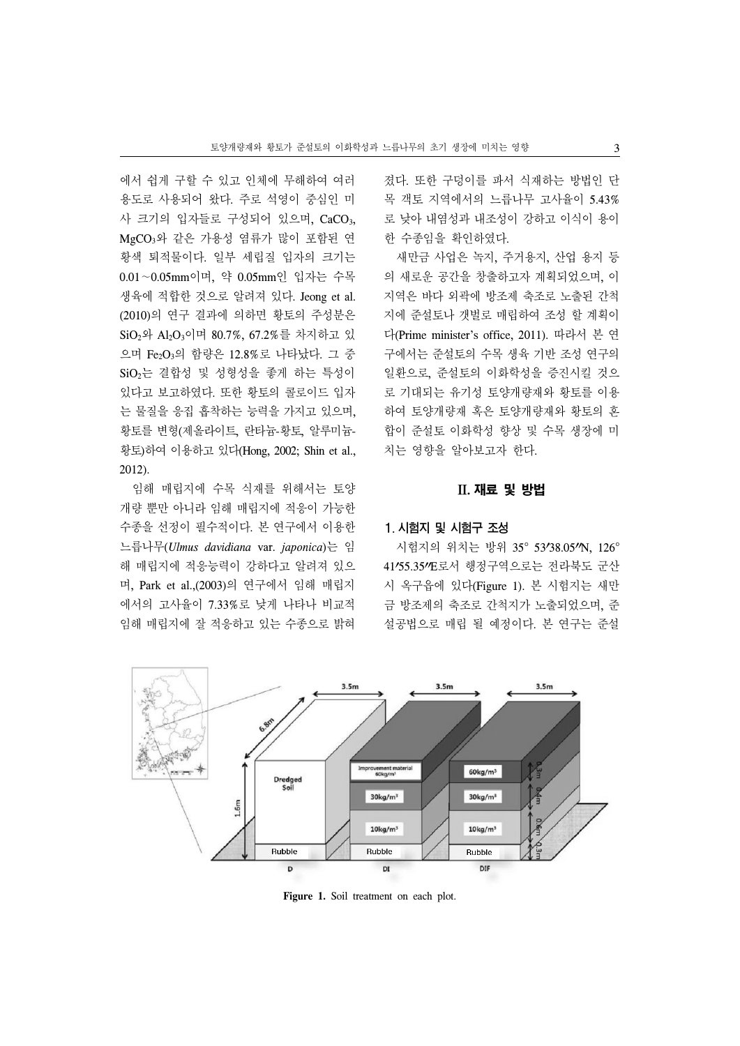에서 쉽게 구할 수 있고 인체에 무해하여 여러 용도로 사용되어 왔다. 주로 석영이 중심인 미사 크기의 입자들로 구성되어 있으며, $CaCO_3$, $MgCO_3$와 같은 가용성 염류가 많이 포함된 연황색 퇴적물이다. 일부 세립질 입자의 크기는 0.01~0.05mm이며, 약 0.05mm인 입자는 수목 생육에 적합한 것으로 알려져 있다. Jeong et al. (2010)의 연구 결과에 의하면 황토의 주성분은 $SiO_2$와 $Al_2O_3$이며 80.7%, 67.2%를 차지하고 있으며 $Fe_2O_3$의 함량은 12.8%로 나타났다. 그 중 $SiO_2$는 결합성 및 성형성을 좋게 하는 특성이 있다고 보고하였다. 또한 황토의 콜로이드 입자는 물질을 응집 흡착하는 능력을 가지고 있으며, 황토를 변형(제올라이트, 란타늄-황토, 알루미늄-황토)하여 이용하고 있다(Hong, 2002; Shin et al., 2012).

임해 매립지에 수목 식재를 위해서는 토양 개량 뿐만 아니라 임해 매립지에 적응이 가능한 수종을 선정이 필수적이다. 본 연구에서 이용한 느릅나무(*Ulmus davidiana* var. *japonica*)는 임해 매립지에 적응능력이 강하다고 알려져 있으며, Park et al.,(2003)의 연구에서 임해 매립지에서의 고사율이 7.33%로 낮게 나타나 비교적 임해 매립지에 잘 적응하고 있는 수종으로 밝혀졌다. 또한 구덩이를 파서 식재하는 방법인 단목 객토 지역에서의 느릅나무 고사율이 5.43%로 낮아 내염성과 내조성이 강하고 이식이 용이한 수종임을 확인하였다.

새만금 사업은 녹지, 주거용지, 산업 용지 등의 새로운 공간을 창출하고자 계획되었으며, 이 지역은 바다 외곽에 방조제 축조로 노출된 간척지에 준설토나 갯벌로 매립하여 조성 할 계획이다(Prime minister's office, 2011). 따라서 본 연구에서는 준설토의 수목 생육 기반 조성 연구의 일환으로, 준설토의 이화학성을 증진시킬 것으로 기대되는 유기성 토양개량재와 황토를 이용하여 토양개량재 혹은 토양개량재와 황토의 혼합이 준설토 이화학성 향상 및 수목 생장에 미치는 영향을 알아보고자 한다.

## II. 재료 및 방법

### 1. 시험지 및 시험구 조성

시험지의 위치는 방위 35° 53′38.05″N, 126° 41′55.35″E로서 행정구역으로는 전라북도 군산시 옥구읍에 있다(Figure 1). 본 시험지는 새만금 방조제의 축조로 간척지가 노출되었으며, 준설공법으로 매립 될 예정이다. 본 연구는 준설

**Figure 1.** Soil treatment on each plot.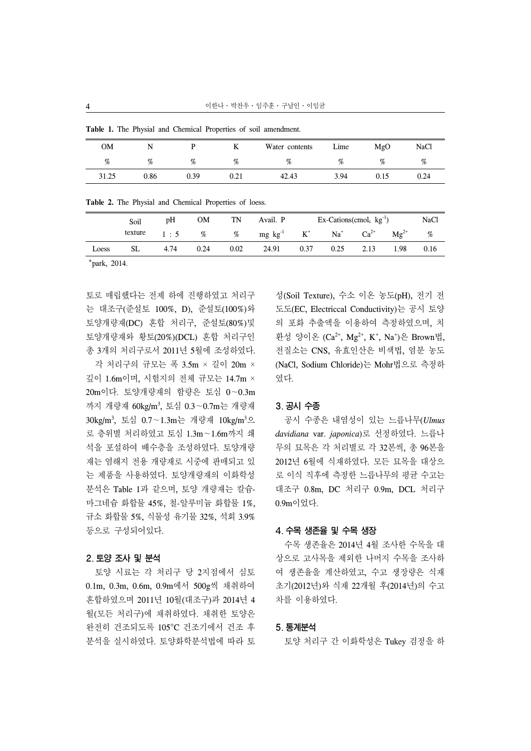**Table 1.** The Physial and Chemical Properties of soil amendment.

| OM | N | P | K | Water contents | Lime | MgO | NaCl |
|---|---|---|---|---|---|---|---|
| % | % | % | % | % | % | % | % |
| 31.25 | 0.86 | 0.39 | 0.21 | 42.43 | 3.94 | 0.15 | 0.24 |

**Table 2.** The Physial and Chemical Properties of loess.

| | Soil texture | pH | OM | TN | Avail. P | Ex-Cations($cmol_c$ $kg^{-1}$) | | | | NaCl |
|---|---|---|---|---|---|---|---|---|---|---|
| | | 1 : 5 | % | % | mg $kg^{-1}$ | $K^+$ | $Na^+$ | $Ca^{2+}$ | $Mg^{2+}$ | % |
| Loess | SL | 4.74 | 0.24 | 0.02 | 24.91 | 0.37 | 0.25 | 2.13 | 1.98 | 0.16 |

*park, 2014.

토로 매립했다는 전제 하에 진행하였고 처리구는 대조구(준설토 100%, D), 준설토(100%)와 토양개량재(DC) 혼합 처리구, 준설토(80%)및 토양개량재와 황토(20%)(DCL) 혼합 처리구인 총 3개의 처리구로서 2011년 5월에 조성하였다.

각 처리구의 규모는 폭 3.5m × 길이 20m × 깊이 1.6m이며, 시험지의 전체 규모는 14.7m × 20m이다. 토양개량재의 함량은 토심 0~0.3m까지 개량재 60kg/$m^3$, 토심 0.3~0.7m는 개량재 30kg/$m^3$, 토심 0.7~1.3m는 개량재 10kg/$m^3$으로 층위별 처리하였고 토심 1.3m~1.6m까지 쇄석을 포설하여 배수층을 조성하였다. 토양개량재는 염해지 전용 개량재로 시중에 판매되고 있는 제품을 사용하였다. 토양개량재의 이화학성 분석은 Table 1과 같으며, 토양 개량재는 칼슘-마그네슘 화합물 45%, 철-알루미늄 화합물 1%, 규소 화합물 5%, 식물성 유기물 32%, 석회 3.9% 등으로 구성되어있다.

## 2. 토양 조사 및 분석

토양 시료는 각 처리구 당 2지점에서 심토 0.1m, 0.3m, 0.6m, 0.9m에서 500g씩 채취하여 혼합하였으며 2011년 10월(대조구)과 2014년 4월(모든 처리구)에 채취하였다. 채취한 토양은 완전히 건조되도록 105°C 건조기에서 건조 후 분석을 실시하였다. 토양화학분석법에 따라 토성(Soil Texture), 수소 이온 농도(pH), 전기 전도도(EC, Electriccal Conductivity)는 공시 토양의 포화 추출액을 이용하여 측정하였으며, 치환성 양이온 ($Ca^{2+}$, $Mg^{2+}$, $K^+$, $Na^+$)은 Brown법, 전질소는 CNS, 유효인산은 비색법, 염분 농도(NaCl, Sodium Chloride)는 Mohr법으로 측정하였다.

## 3. 공시 수종

공시 수종은 내염성이 있는 느릅나무(*Ulmus davidiana* var. *japonica*)로 선정하였다. 느릅나무의 묘목은 각 처리별로 각 32본씩, 총 96본을 2012년 6월에 식재하였다. 모든 묘목을 대상으로 이식 직후에 측정한 느릅나무의 평균 수고는 대조구 0.8m, DC 처리구 0.9m, DCL 처리구 0.9m이었다.

## 4. 수목 생존율 및 수목 생장

수목 생존율은 2014년 4월 조사한 수목을 대상으로 고사목을 제외한 나머지 수목을 조사하여 생존율을 계산하였고, 수고 생장량은 식재 초기(2012년)와 식재 22개월 후(2014년)의 수고 차를 이용하였다.

## 5. 통계분석

토양 처리구 간 이화학성은 Tukey 검정을 하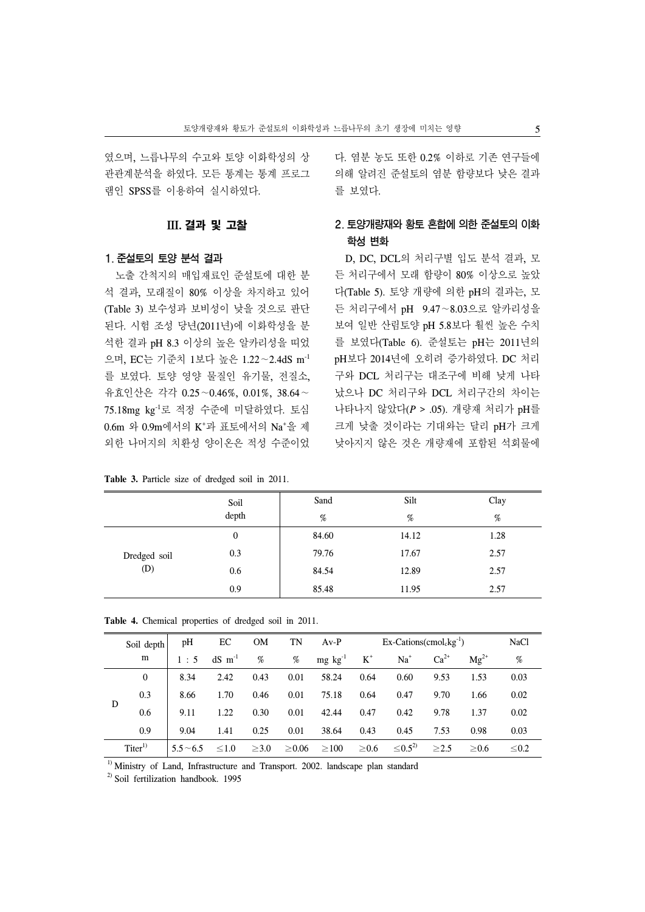였으며, 느릅나무의 수고와 토양 이화학성의 상관관계분석을 하였다. 모든 통계는 통계 프로그램인 SPSS를 이용하여 실시하였다.

## III. 결과 및 고찰

### 1. 준설토의 토양 분석 결과

노출 간척지의 매입재료인 준설토에 대한 분석 결과, 모래질이 80% 이상을 차지하고 있어(Table 3) 보수성과 보비성이 낮을 것으로 판단된다. 시험 조성 당년(2011년)에 이화학성을 분석한 결과 pH 8.3 이상의 높은 알카리성을 띠었으며, EC는 기준치 1보다 높은 1.22~2.4dS $m^{-1}$를 보였다. 토양 영양 물질인 유기물, 전질소, 유효인산은 각각 0.25~0.46%, 0.01%, 38.64~75.18mg $kg^{-1}$로 적정 수준에 미달하였다. 토심 0.6m 와 0.9m에서의 $K^{+}$과 표토에서의 $Na^{+}$을 제외한 나머지의 치환성 양이온은 적정 수준이었다. 염분 농도 또한 0.2% 이하로 기존 연구들에 의해 알려진 준설토의 염분 함량보다 낮은 결과를 보였다.

### 2. 토양개량재와 황토 혼합에 의한 준설토의 이화학성 변화

D, DC, DCL의 처리구별 입도 분석 결과, 모든 처리구에서 모래 함량이 80% 이상으로 높았다(Table 5). 토양 개량에 의한 pH의 결과는, 모든 처리구에서 pH 9.47~8.03으로 알카리성을 보여 일반 산림토양 pH 5.8보다 훨씬 높은 수치를 보였다(Table 6). 준설토는 pH는 2011년의 pH보다 2014년에 오히려 증가하였다. DC 처리구와 DCL 처리구는 대조구에 비해 낮게 나타났으나 DC 처리구와 DCL 처리구간의 차이는 나타나지 않았다($P$ > .05). 개량재 처리가 pH를 크게 낮출 것이라는 기대와는 달리 pH가 크게 낮아지지 않은 것은 개량재에 포함된 석회물에

**Table 3.** Particle size of dredged soil in 2011.

| | Soil depth | Sand % | Silt % | Clay % |
|---|---|---|---|---|
| Dredged soil (D) | 0 | 84.60 | 14.12 | 1.28 |
| | 0.3 | 79.76 | 17.67 | 2.57 |
| | 0.6 | 84.54 | 12.89 | 2.57 |
| | 0.9 | 85.48 | 11.95 | 2.57 |

**Table 4.** Chemical properties of dredged soil in 2011.

| Soil depth | | pH | EC | OM | TN | Av-P | Ex-Cations($cmol_c kg^{-1}$) | | | | NaCl |
|---|---|---|---|---|---|---|---|---|---|---|---|
| | m | 1 : 5 | dS $m^{-1}$ | % | % | mg $kg^{-1}$ | $K^{+}$ | $Na^{+}$ | $Ca^{2+}$ | $Mg^{2+}$ | % |
| D | 0 | 8.34 | 2.42 | 0.43 | 0.01 | 58.24 | 0.64 | 0.60 | 9.53 | 1.53 | 0.03 |
| | 0.3 | 8.66 | 1.70 | 0.46 | 0.01 | 75.18 | 0.64 | 0.47 | 9.70 | 1.66 | 0.02 |
| | 0.6 | 9.11 | 1.22 | 0.30 | 0.01 | 42.44 | 0.47 | 0.42 | 9.78 | 1.37 | 0.02 |
| | 0.9 | 9.04 | 1.41 | 0.25 | 0.01 | 38.64 | 0.43 | 0.45 | 7.53 | 0.98 | 0.03 |
| Titer[1] | | 5.5~6.5 | ≤1.0 | ≥3.0 | ≥0.06 | ≥100 | ≥0.6 | ≤0.5[2] | ≥2.5 | ≥0.6 | ≤0.2 |

[1] Ministry of Land, Infrastructure and Transport. 2002. landscape plan standard

[2] Soil fertilization handbook. 1995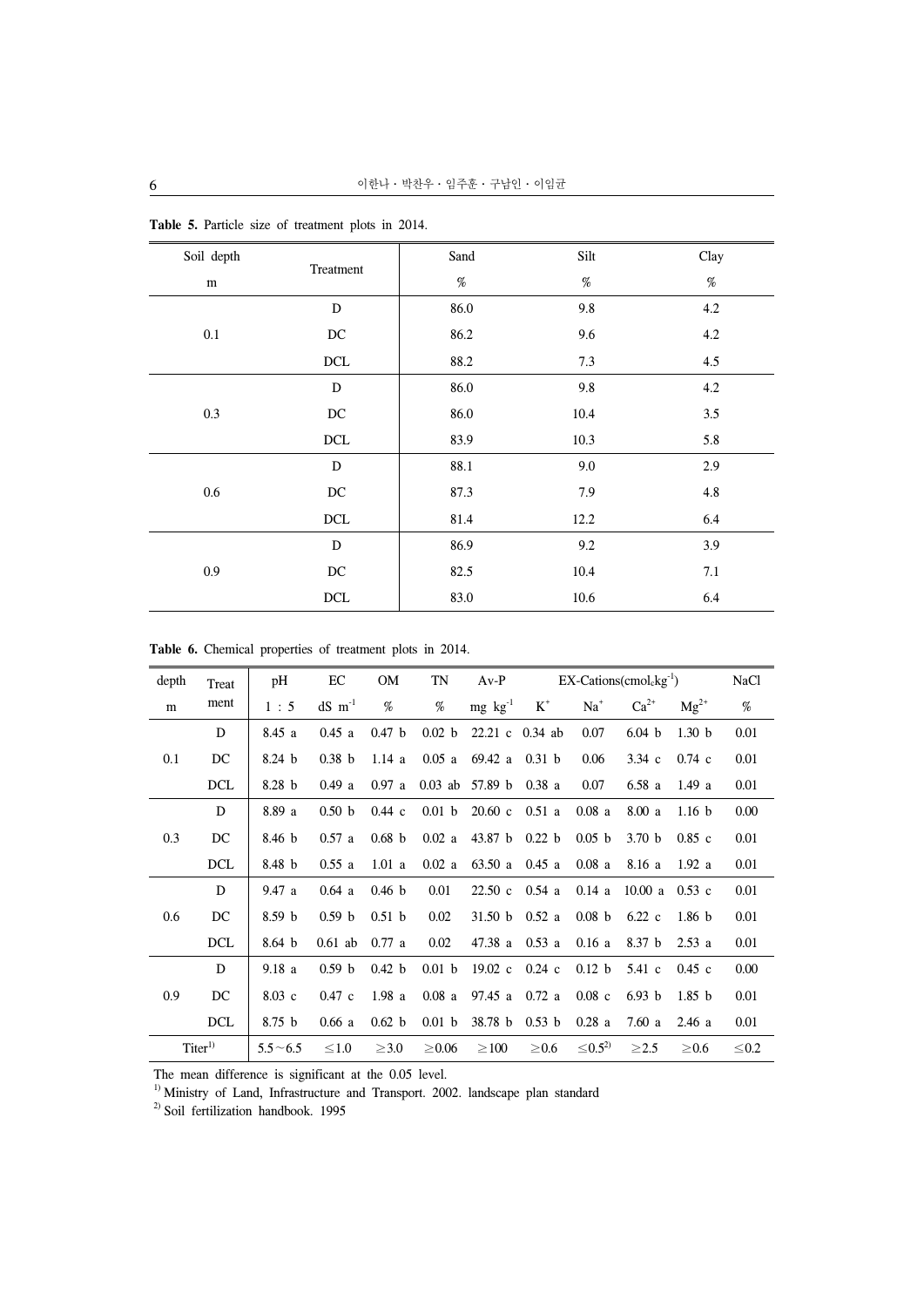**Table 5.** Particle size of treatment plots in 2014.

| Soil depth | Treatment | Sand | Silt | Clay |
|---|---|---|---|---|
| m | | % | % | % |
| 0.1 | D | 86.0 | 9.8 | 4.2 |
| | DC | 86.2 | 9.6 | 4.2 |
| | DCL | 88.2 | 7.3 | 4.5 |
| 0.3 | D | 86.0 | 9.8 | 4.2 |
| | DC | 86.0 | 10.4 | 3.5 |
| | DCL | 83.9 | 10.3 | 5.8 |
| 0.6 | D | 88.1 | 9.0 | 2.9 |
| | DC | 87.3 | 7.9 | 4.8 |
| | DCL | 81.4 | 12.2 | 6.4 |
| 0.9 | D | 86.9 | 9.2 | 3.9 |
| | DC | 82.5 | 10.4 | 7.1 |
| | DCL | 83.0 | 10.6 | 6.4 |

**Table 6.** Chemical properties of treatment plots in 2014.

| depth | Treatment | pH | EC | OM | TN | Av-P | EX-Cations($cmol_c kg^{-1}$) | | | | NaCl |
|---|---|---|---|---|---|---|---|---|---|---|---|
| m | | 1 : 5 | $dS\ m^{-1}$ | % | % | $mg\ kg^{-1}$ | $K^+$ | $Na^+$ | $Ca^{2+}$ | $Mg^{2+}$ | % |
| 0.1 | D | 8.45 a | 0.45 a | 0.47 b | 0.02 b | 22.21 c | 0.34 ab | 0.07 | 6.04 b | 1.30 b | 0.01 |
| | DC | 8.24 b | 0.38 b | 1.14 a | 0.05 a | 69.42 a | 0.31 b | 0.06 | 3.34 c | 0.74 c | 0.01 |
| | DCL | 8.28 b | 0.49 a | 0.97 a | 0.03 ab | 57.89 b | 0.38 a | 0.07 | 6.58 a | 1.49 a | 0.01 |
| 0.3 | D | 8.89 a | 0.50 b | 0.44 c | 0.01 b | 20.60 c | 0.51 a | 0.08 a | 8.00 a | 1.16 b | 0.00 |
| | DC | 8.46 b | 0.57 a | 0.68 b | 0.02 a | 43.87 b | 0.22 b | 0.05 b | 3.70 b | 0.85 c | 0.01 |
| | DCL | 8.48 b | 0.55 a | 1.01 a | 0.02 a | 63.50 a | 0.45 a | 0.08 a | 8.16 a | 1.92 a | 0.01 |
| 0.6 | D | 9.47 a | 0.64 a | 0.46 b | 0.01 | 22.50 c | 0.54 a | 0.14 a | 10.00 a | 0.53 c | 0.01 |
| | DC | 8.59 b | 0.59 b | 0.51 b | 0.02 | 31.50 b | 0.52 a | 0.08 b | 6.22 c | 1.86 b | 0.01 |
| | DCL | 8.64 b | 0.61 ab | 0.77 a | 0.02 | 47.38 a | 0.53 a | 0.16 a | 8.37 b | 2.53 a | 0.01 |
| 0.9 | D | 9.18 a | 0.59 b | 0.42 b | 0.01 b | 19.02 c | 0.24 c | 0.12 b | 5.41 c | 0.45 c | 0.00 |
| | DC | 8.03 c | 0.47 c | 1.98 a | 0.08 a | 97.45 a | 0.72 a | 0.08 c | 6.93 b | 1.85 b | 0.01 |
| | DCL | 8.75 b | 0.66 a | 0.62 b | 0.01 b | 38.78 b | 0.53 b | 0.28 a | 7.60 a | 2.46 a | 0.01 |
| Titer[1] | | 5.5~6.5 | ≤1.0 | ≥3.0 | ≥0.06 | ≥100 | ≥0.6 | ≤0.5[2] | ≥2.5 | ≥0.6 | ≤0.2 |

The mean difference is significant at the 0.05 level.

[1] Ministry of Land, Infrastructure and Transport. 2002. landscape plan standard

[2] Soil fertilization handbook. 1995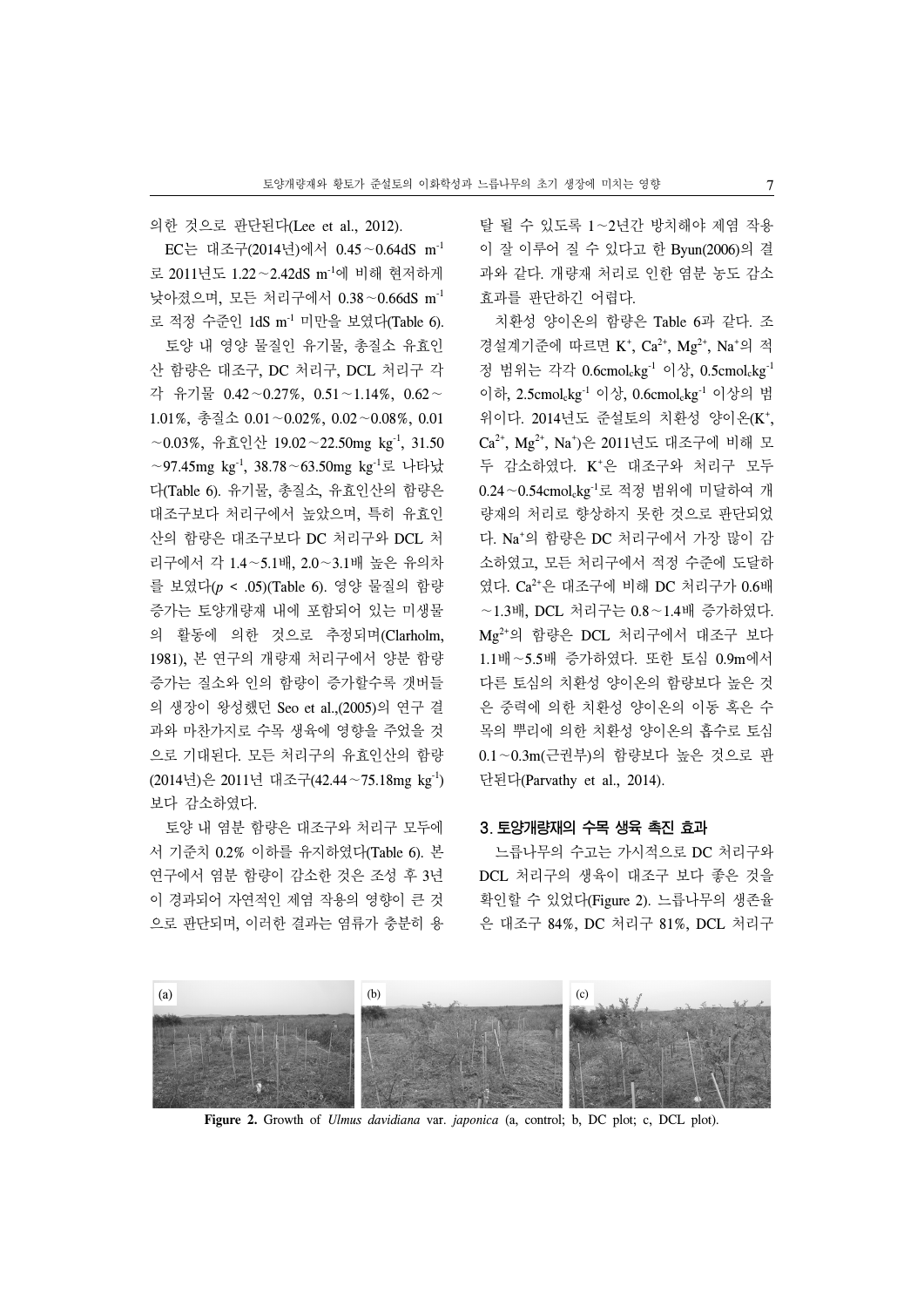의한 것으로 판단된다(Lee et al., 2012).

EC는 대조구(2014년)에서 0.45~0.64dS $m^{-1}$로 2011년도 1.22~2.42dS $m^{-1}$에 비해 현저하게 낮아졌으며, 모든 처리구에서 0.38~0.66dS $m^{-1}$로 적정 수준인 1dS $m^{-1}$ 미만을 보였다(Table 6).

토양 내 영양 물질인 유기물, 총질소 유효인산 함량은 대조구, DC 처리구, DCL 처리구 각각 유기물 0.42~0.27%, 0.51~1.14%, 0.62~1.01%, 총질소 0.01~0.02%, 0.02~0.08%, 0.01~0.03%, 유효인산 19.02~22.50mg $kg^{-1}$, 31.50~97.45mg $kg^{-1}$, 38.78~63.50mg $kg^{-1}$로 나타났다(Table 6). 유기물, 총질소, 유효인산의 함량은 대조구보다 처리구에서 높았으며, 특히 유효인산의 함량은 대조구보다 DC 처리구와 DCL 처리구에서 각 1.4~5.1배, 2.0~3.1배 높은 유의차를 보였다($p$ < .05)(Table 6). 영양 물질의 함량 증가는 토양개량재 내에 포함되어 있는 미생물의 활동에 의한 것으로 추정되며(Clarholm, 1981), 본 연구의 개량재 처리구에서 양분 함량 증가는 질소와 인의 함량이 증가할수록 갯버들의 생장이 왕성했던 Seo et al.,(2005)의 연구 결과와 마찬가지로 수목 생육에 영향을 주었을 것으로 기대된다. 모든 처리구의 유효인산의 함량(2014년)은 2011년 대조구(42.44~75.18mg $kg^{-1}$)보다 감소하였다.

토양 내 염분 함량은 대조구와 처리구 모두에서 기준치 0.2% 이하를 유지하였다(Table 6). 본 연구에서 염분 함량이 감소한 것은 조성 후 3년이 경과되어 자연적인 제염 작용의 영향이 큰 것으로 판단되며, 이러한 결과는 염류가 충분히 용탈 될 수 있도록 1~2년간 방치해야 제염 작용이 잘 이루어 질 수 있다고 한 Byun(2006)의 결과와 같다. 개량재 처리로 인한 염분 농도 감소 효과를 판단하긴 어렵다.

치환성 양이온의 함량은 Table 6과 같다. 조경설계기준에 따르면 $K^+$, $Ca^{2+}$, $Mg^{2+}$, $Na^+$의 적정 범위는 각각 0.6$cmol_c kg^{-1}$ 이상, 0.5$cmol_c kg^{-1}$ 이하, 2.5$cmol_c kg^{-1}$ 이상, 0.6$cmol_c kg^{-1}$ 이상의 범위이다. 2014년도 준설토의 치환성 양이온($K^+$, $Ca^{2+}$, $Mg^{2+}$, $Na^+$)은 2011년도 대조구에 비해 모두 감소하였다. $K^+$은 대조구와 처리구 모두 0.24~0.54$cmol_c kg^{-1}$로 적정 범위에 미달하여 개량재의 처리로 향상하지 못한 것으로 판단되었다. $Na^+$의 함량은 DC 처리구에서 가장 많이 감소하였고, 모든 처리구에서 적정 수준에 도달하였다. $Ca^{2+}$은 대조구에 비해 DC 처리구가 0.6배~1.3배, DCL 처리구는 0.8~1.4배 증가하였다. $Mg^{2+}$의 함량은 DCL 처리구에서 대조구 보다 1.1배~5.5배 증가하였다. 또한 토심 0.9m에서 다른 토심의 치환성 양이온의 함량보다 높은 것은 중력에 의한 치환성 양이온의 이동 혹은 수목의 뿌리에 의한 치환성 양이온의 흡수로 토심 0.1~0.3m(근권부)의 함량보다 높은 것으로 판단된다(Parvathy et al., 2014).

### 3. 토양개량재의 수목 생육 촉진 효과

느릅나무의 수고는 가시적으로 DC 처리구와 DCL 처리구의 생육이 대조구 보다 좋은 것을 확인할 수 있었다(Figure 2). 느릅나무의 생존율은 대조구 84%, DC 처리구 81%, DCL 처리구

**Figure 2.** Growth of *Ulmus davidiana* var. *japonica* (a, control; b, DC plot; c, DCL plot).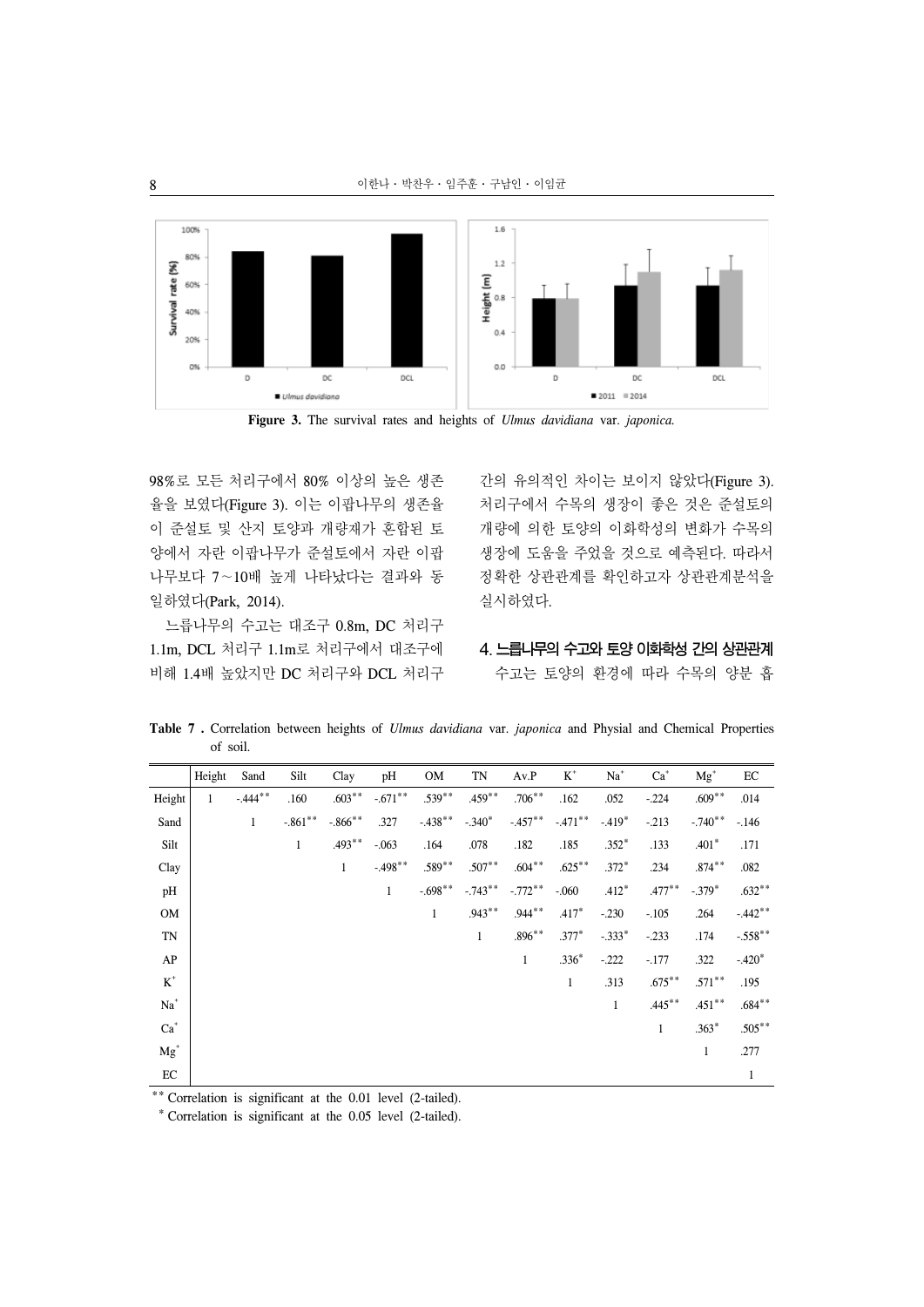Figure 3. The survival rates and heights of *Ulmus davidiana* var. *japonica.*

98%로 모든 처리구에서 80% 이상의 높은 생존율을 보였다(Figure 3). 이는 이팝나무의 생존율이 준설토 및 산지 토양과 개량재가 혼합된 토양에서 자란 이팝나무가 준설토에서 자란 이팝나무보다 7~10배 높게 나타났다는 결과와 동일하였다(Park, 2014).

느릅나무의 수고는 대조구 0.8m, DC 처리구 1.1m, DCL 처리구 1.1m로 처리구에서 대조구에 비해 1.4배 높았지만 DC 처리구와 DCL 처리구 간의 유의적인 차이는 보이지 않았다(Figure 3). 처리구에서 수목의 생장이 좋은 것은 준설토의 개량에 의한 토양의 이화학성의 변화가 수목의 생장에 도움을 주었을 것으로 예측된다. 따라서 정확한 상관관계를 확인하고자 상관관계분석을 실시하였다.

### 4. 느릅나무의 수고와 토양 이화학성 간의 상관관계

수고는 토양의 환경에 따라 수목의 양분 흡

**Table 7 .** Correlation between heights of *Ulmus davidiana* var. *japonica* and Physial and Chemical Properties of soil.

| | Height | Sand | Silt | Clay | pH | OM | TN | Av.P | $K^+$ | $Na^+$ | $Ca^+$ | $Mg^+$ | EC |
|---|---|---|---|---|---|---|---|---|---|---|---|---|---|
| Height | 1 | -.444** | .160 | .603** | -.671** | .539** | .459** | .706** | .162 | .052 | -.224 | .609** | .014 |
| Sand | | 1 | -.861** | -.866** | .327 | -.438** | -.340* | -.457** | -.471** | -.419* | -.213 | -.740** | -.146 |
| Silt | | | 1 | .493** | -.063 | .164 | .078 | .182 | .185 | .352* | .133 | .401* | .171 |
| Clay | | | | 1 | -.498** | .589** | .507** | .604** | .625** | .372* | .234 | .874** | .082 |
| pH | | | | | 1 | -.698** | -.743** | -.772** | -.060 | .412* | .477** | -.379* | .632** |
| OM | | | | | | 1 | .943** | .944** | .417* | -.230 | -.105 | .264 | -.442** |
| TN | | | | | | | 1 | .896** | .377* | -.333* | -.233 | .174 | -.558** |
| AP | | | | | | | | 1 | .336* | -.222 | -.177 | .322 | -.420* |
| $K^+$ | | | | | | | | | 1 | .313 | .675** | .571** | .195 |
| $Na^+$ | | | | | | | | | | 1 | .445** | .451** | .684** |
| $Ca^+$ | | | | | | | | | | | 1 | .363* | .505** |
| $Mg^+$ | | | | | | | | | | | | 1 | .277 |
| EC | | | | | | | | | | | | | 1 |

** Correlation is significant at the 0.01 level (2-tailed).

* Correlation is significant at the 0.05 level (2-tailed).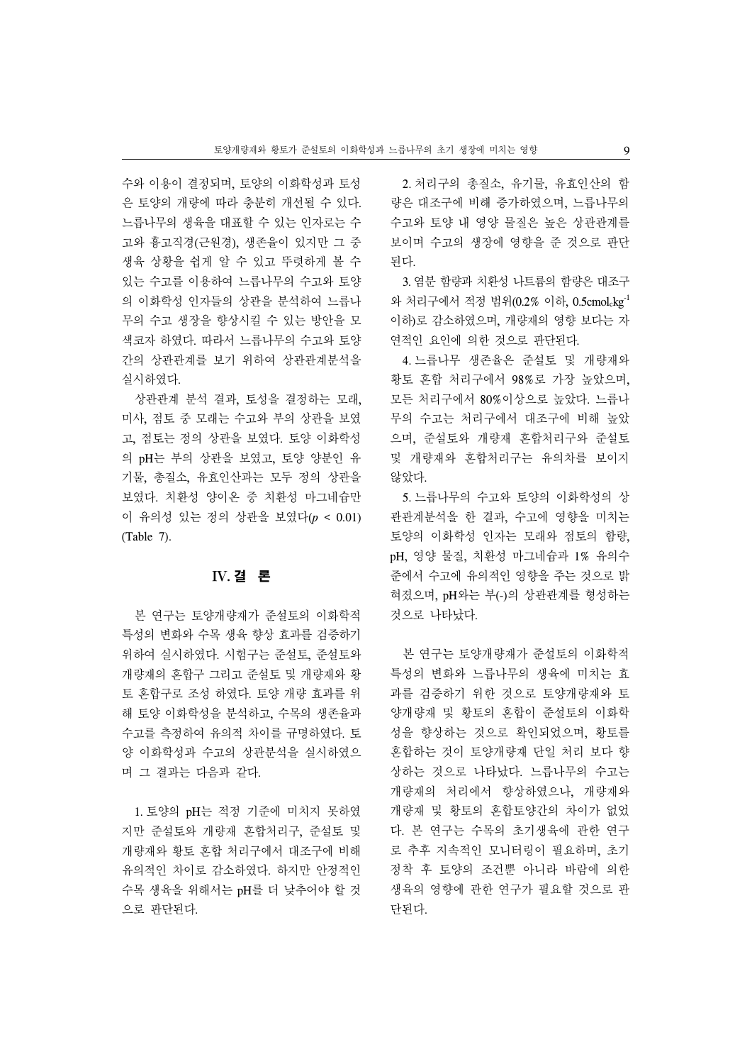수와 이용이 결정되며, 토양의 이화학성과 토성은 토양의 개량에 따라 충분히 개선될 수 있다. 느릅나무의 생육을 대표할 수 있는 인자로는 수고와 흉고직경(근원경), 생존율이 있지만 그 중 생육 상황을 쉽게 알 수 있고 뚜렷하게 볼 수 있는 수고를 이용하여 느릅나무의 수고와 토양의 이화학성 인자들의 상관을 분석하여 느릅나무의 수고 생장을 향상시킬 수 있는 방안을 모색코자 하였다. 따라서 느릅나무의 수고와 토양 간의 상관관계를 보기 위하여 상관관계분석을 실시하였다.

상관관계 분석 결과, 토성을 결정하는 모래, 미사, 점토 중 모래는 수고와 부의 상관을 보였고, 점토는 정의 상관을 보였다. 토양 이화학성의 pH는 부의 상관을 보였고, 토양 양분인 유기물, 총질소, 유효인산과는 모두 정의 상관을 보였다. 치환성 양이온 중 치환성 마그네슘만이 유의성 있는 정의 상관을 보였다($p$ < 0.01) (Table 7).

## IV. 결 론

본 연구는 토양개량재가 준설토의 이화학적 특성의 변화와 수목 생육 향상 효과를 검증하기 위하여 실시하였다. 시험구는 준설토, 준설토와 개량재의 혼합구 그리고 준설토 및 개량재와 황토 혼합구로 조성 하였다. 토양 개량 효과를 위해 토양 이화학성을 분석하고, 수목의 생존율과 수고를 측정하여 유의적 차이를 규명하였다. 토양 이화학성과 수고의 상관분석을 실시하였으며 그 결과는 다음과 같다.

1. 토양의 pH는 적정 기준에 미치지 못하였지만 준설토와 개량재 혼합처리구, 준설토 및 개량재와 황토 혼합 처리구에서 대조구에 비해 유의적인 차이로 감소하였다. 하지만 안정적인 수목 생육을 위해서는 pH를 더 낮추어야 할 것으로 판단된다.

2. 처리구의 총질소, 유기물, 유효인산의 함량은 대조구에 비해 증가하였으며, 느릅나무의 수고와 토양 내 영양 물질은 높은 상관관계를 보이며 수고의 생장에 영향을 준 것으로 판단된다.

3. 염분 함량과 치환성 나트륨의 함량은 대조구와 처리구에서 적정 범위(0.2% 이하, 0.5$cmol_c kg^{-1}$ 이하)로 감소하였으며, 개량재의 영향 보다는 자연적인 요인에 의한 것으로 판단된다.

4. 느릅나무 생존율은 준설토 및 개량재와 황토 혼합 처리구에서 98%로 가장 높았으며, 모든 처리구에서 80%이상으로 높았다. 느릅나무의 수고는 처리구에서 대조구에 비해 높았으며, 준설토와 개량재 혼합처리구와 준설토 및 개량재와 혼합처리구는 유의차를 보이지 않았다.

5. 느릅나무의 수고와 토양의 이화학성의 상관계분석을 한 결과, 수고에 영향을 미치는 토양의 이화학성 인자는 모래와 점토의 함량, pH, 영양 물질, 치환성 마그네슘과 1% 유의수준에서 수고에 유의적인 영향을 주는 것으로 밝혀졌으며, pH와는 부(-)의 상관관계를 형성하는 것으로 나타났다.

본 연구는 토양개량재가 준설토의 이화학적 특성의 변화와 느릅나무의 생육에 미치는 효과를 검증하기 위한 것으로 토양개량재와 토양개량재 및 황토의 혼합이 준설토의 이화학성을 향상하는 것으로 확인되었으며, 황토를 혼합하는 것이 토양개량재 단일 처리 보다 향상하는 것으로 나타났다. 느릅나무의 수고는 개량재의 처리에서 향상하였으나, 개량재와 개량재 및 황토의 혼합토양간의 차이가 없었다. 본 연구는 수목의 초기생육에 관한 연구로 추후 지속적인 모니터링이 필요하며, 초기 정착 후 토양의 조건뿐 아니라 바람에 의한 생육의 영향에 관한 연구가 필요할 것으로 판단된다.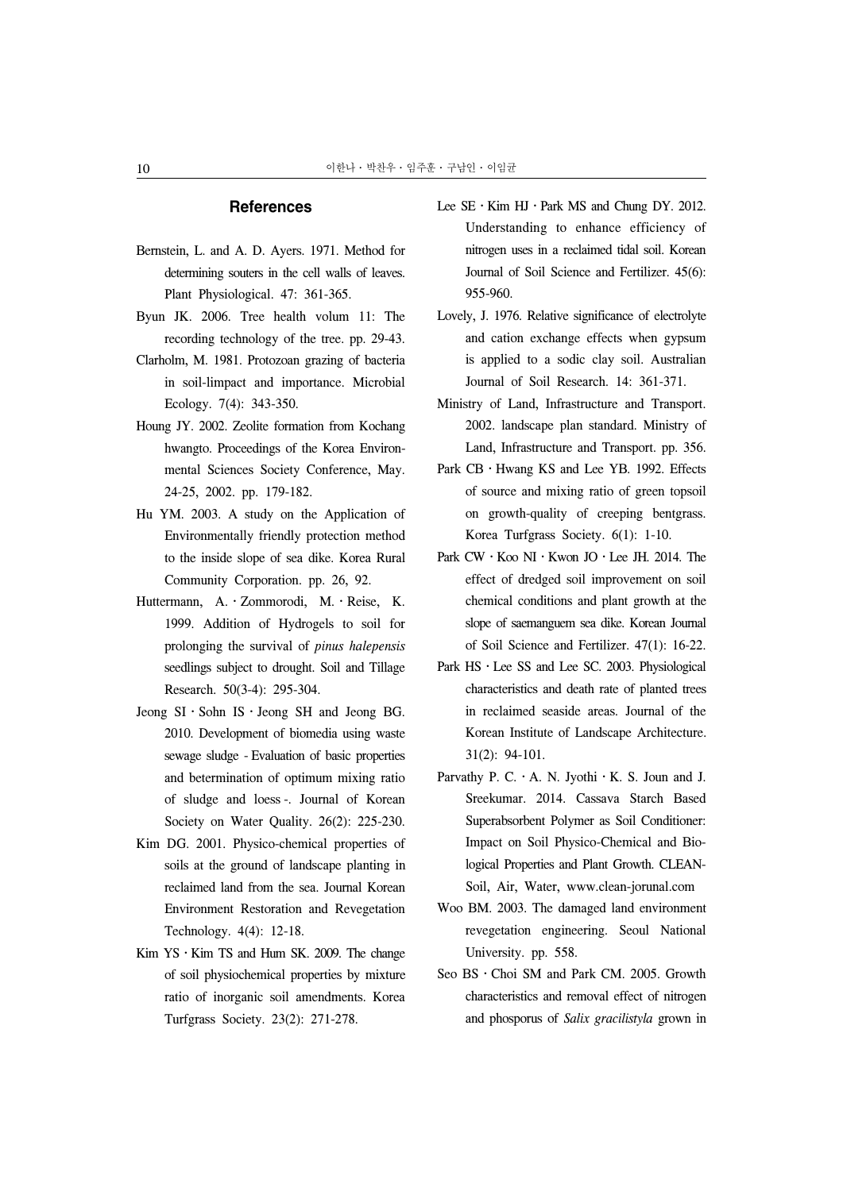## References

Bernstein, L. and A. D. Ayers. 1971. Method for determining souters in the cell walls of leaves. Plant Physiological. 47: 361-365.

Byun JK. 2006. Tree health volum 11: The recording technology of the tree. pp. 29-43.

Clarholm, M. 1981. Protozoan grazing of bacteria in soil-limpact and importance. Microbial Ecology. 7(4): 343-350.

Houng JY. 2002. Zeolite formation from Kochang hwangto. Proceedings of the Korea Environmental Sciences Society Conference, May. 24-25, 2002. pp. 179-182.

Hu YM. 2003. A study on the Application of Environmentally friendly protection method to the inside slope of sea dike. Korea Rural Community Corporation. pp. 26, 92.

Huttermann, A. · Zommorodi, M. · Reise, K. 1999. Addition of Hydrogels to soil for prolonging the survival of *pinus halepensis* seedlings subject to drought. Soil and Tillage Research. 50(3-4): 295-304.

Jeong SI · Sohn IS · Jeong SH and Jeong BG. 2010. Development of biomedia using waste sewage sludge - Evaluation of basic properties and betermination of optimum mixing ratio of sludge and loess -. Journal of Korean Society on Water Quality. 26(2): 225-230.

Kim DG. 2001. Physico-chemical properties of soils at the ground of landscape planting in reclaimed land from the sea. Journal Korean Environment Restoration and Revegetation Technology. 4(4): 12-18.

Kim YS · Kim TS and Hum SK. 2009. The change of soil physiochemical properties by mixture ratio of inorganic soil amendments. Korea Turfgrass Society. 23(2): 271-278.

Lee SE · Kim HJ · Park MS and Chung DY. 2012. Understanding to enhance efficiency of nitrogen uses in a reclaimed tidal soil. Korean Journal of Soil Science and Fertilizer. 45(6): 955-960.

Lovely, J. 1976. Relative significance of electrolyte and cation exchange effects when gypsum is applied to a sodic clay soil. Australian Journal of Soil Research. 14: 361-371.

Ministry of Land, Infrastructure and Transport. 2002. landscape plan standard. Ministry of Land, Infrastructure and Transport. pp. 356.

Park CB · Hwang KS and Lee YB. 1992. Effects of source and mixing ratio of green topsoil on growth-quality of creeping bentgrass. Korea Turfgrass Society. 6(1): 1-10.

Park CW · Koo NI · Kwon JO · Lee JH. 2014. The effect of dredged soil improvement on soil chemical conditions and plant growth at the slope of saemanguem sea dike. Korean Journal of Soil Science and Fertilizer. 47(1): 16-22.

Park HS · Lee SS and Lee SC. 2003. Physiological characteristics and death rate of planted trees in reclaimed seaside areas. Journal of the Korean Institute of Landscape Architecture. 31(2): 94-101.

Parvathy P. C. · A. N. Jyothi · K. S. Joun and J. Sreekumar. 2014. Cassava Starch Based Superabsorbent Polymer as Soil Conditioner: Impact on Soil Physico-Chemical and Biological Properties and Plant Growth. CLEAN-Soil, Air, Water, www.clean-jorunal.com

Woo BM. 2003. The damaged land environment revegetation engineering. Seoul National University. pp. 558.

Seo BS · Choi SM and Park CM. 2005. Growth characteristics and removal effect of nitrogen and phosporus of *Salix gracilistyla* grown in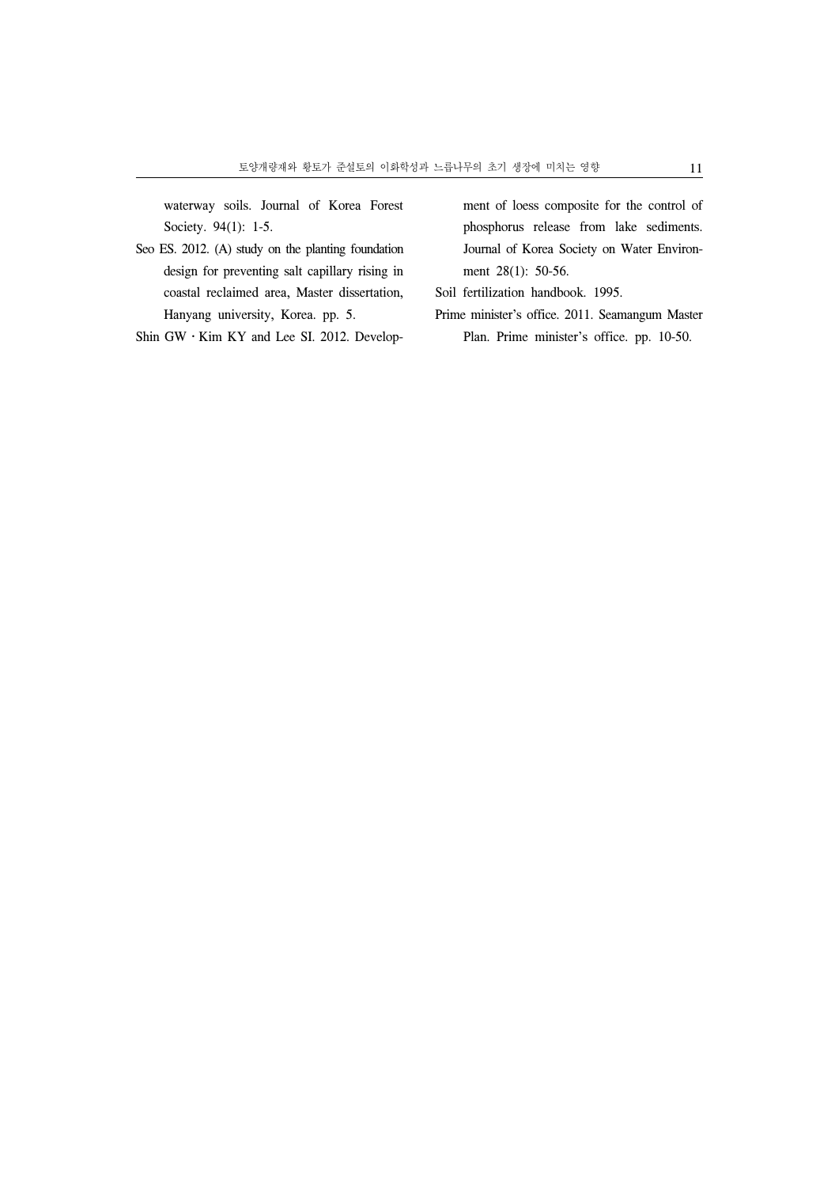waterway soils. Journal of Korea Forest Society. 94(1): 1-5.

Seo ES. 2012. (A) study on the planting foundation design for preventing salt capillary rising in coastal reclaimed area, Master dissertation, Hanyang university, Korea. pp. 5.

Shin GW · Kim KY and Lee SI. 2012. Development of loess composite for the control of phosphorus release from lake sediments. Journal of Korea Society on Water Environment 28(1): 50-56.

Soil fertilization handbook. 1995.

Prime minister's office. 2011. Seamangum Master Plan. Prime minister's office. pp. 10-50.